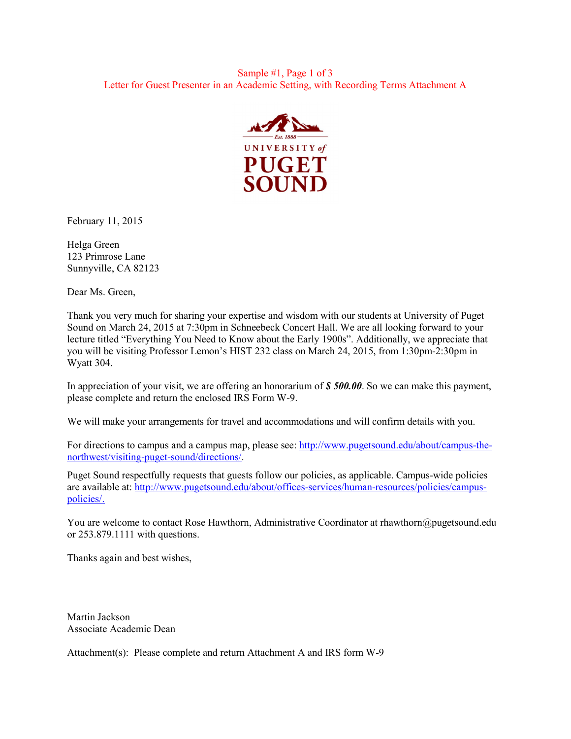Sample #1, Page 1 of 3
Letter for Guest Presenter in an Academic Setting, with Recording Terms Attachment A

Est. 1888
UNIVERSITY of
PUGET
SOUND

February 11, 2015

Helga Green
123 Primrose Lane
Sunnyville, CA 82123

Dear Ms. Green,

Thank you very much for sharing your expertise and wisdom with our students at University of Puget Sound on March 24, 2015 at 7:30pm in Schneebeck Concert Hall. We are all looking forward to your lecture titled "Everything You Need to Know about the Early 1900s". Additionally, we appreciate that you will be visiting Professor Lemon's HIST 232 class on March 24, 2015, from 1:30pm-2:30pm in Wyatt 304.

In appreciation of your visit, we are offering an honorarium of ***$ 500.00***. So we can make this payment, please complete and return the enclosed IRS Form W-9.

We will make your arrangements for travel and accommodations and will confirm details with you.

For directions to campus and a campus map, please see: [http://www.pugetsound.edu/about/campus-the-northwest/visiting-puget-sound/directions/](http://www.pugetsound.edu/about/campus-the-northwest/visiting-puget-sound/directions/).

Puget Sound respectfully requests that guests follow our policies, as applicable. Campus-wide policies are available at: [http://www.pugetsound.edu/about/offices-services/human-resources/policies/campus-policies/.](http://www.pugetsound.edu/about/offices-services/human-resources/policies/campus-policies/)

You are welcome to contact Rose Hawthorn, Administrative Coordinator at rhawthorn@pugetsound.edu or 253.879.1111 with questions.

Thanks again and best wishes,

Martin Jackson
Associate Academic Dean

Attachment(s): Please complete and return Attachment A and IRS form W-9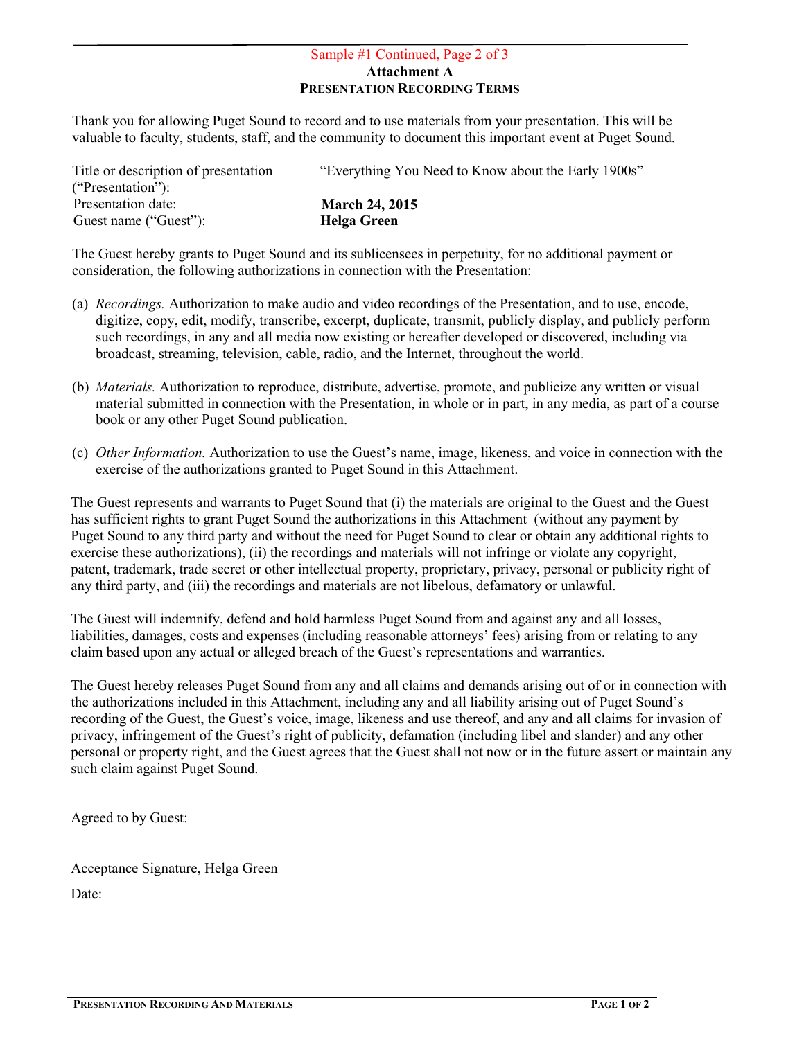Sample #1 Continued, Page 2 of 3

**Attachment A**

**PRESENTATION RECORDING TERMS**

Thank you for allowing Puget Sound to record and to use materials from your presentation. This will be valuable to faculty, students, staff, and the community to document this important event at Puget Sound.

| | |
|---|---|
| Title or description of presentation ("Presentation"): | "Everything You Need to Know about the Early 1900s" |
| Presentation date: | **March 24, 2015** |
| Guest name ("Guest"): | **Helga Green** |

The Guest hereby grants to Puget Sound and its sublicensees in perpetuity, for no additional payment or consideration, the following authorizations in connection with the Presentation:

(a) *Recordings.* Authorization to make audio and video recordings of the Presentation, and to use, encode, digitize, copy, edit, modify, transcribe, excerpt, duplicate, transmit, publicly display, and publicly perform such recordings, in any and all media now existing or hereafter developed or discovered, including via broadcast, streaming, television, cable, radio, and the Internet, throughout the world.

(b) *Materials.* Authorization to reproduce, distribute, advertise, promote, and publicize any written or visual material submitted in connection with the Presentation, in whole or in part, in any media, as part of a course book or any other Puget Sound publication.

(c) *Other Information.* Authorization to use the Guest's name, image, likeness, and voice in connection with the exercise of the authorizations granted to Puget Sound in this Attachment.

The Guest represents and warrants to Puget Sound that (i) the materials are original to the Guest and the Guest has sufficient rights to grant Puget Sound the authorizations in this Attachment (without any payment by Puget Sound to any third party and without the need for Puget Sound to clear or obtain any additional rights to exercise these authorizations), (ii) the recordings and materials will not infringe or violate any copyright, patent, trademark, trade secret or other intellectual property, proprietary, privacy, personal or publicity right of any third party, and (iii) the recordings and materials are not libelous, defamatory or unlawful.

The Guest will indemnify, defend and hold harmless Puget Sound from and against any and all losses, liabilities, damages, costs and expenses (including reasonable attorneys' fees) arising from or relating to any claim based upon any actual or alleged breach of the Guest's representations and warranties.

The Guest hereby releases Puget Sound from any and all claims and demands arising out of or in connection with the authorizations included in this Attachment, including any and all liability arising out of Puget Sound's recording of the Guest, the Guest's voice, image, likeness and use thereof, and any and all claims for invasion of privacy, infringement of the Guest's right of publicity, defamation (including libel and slander) and any other personal or property right, and the Guest agrees that the Guest shall not now or in the future assert or maintain any such claim against Puget Sound.

Agreed to by Guest:

_______________________________________

Acceptance Signature, Helga Green

Date: _______________________________________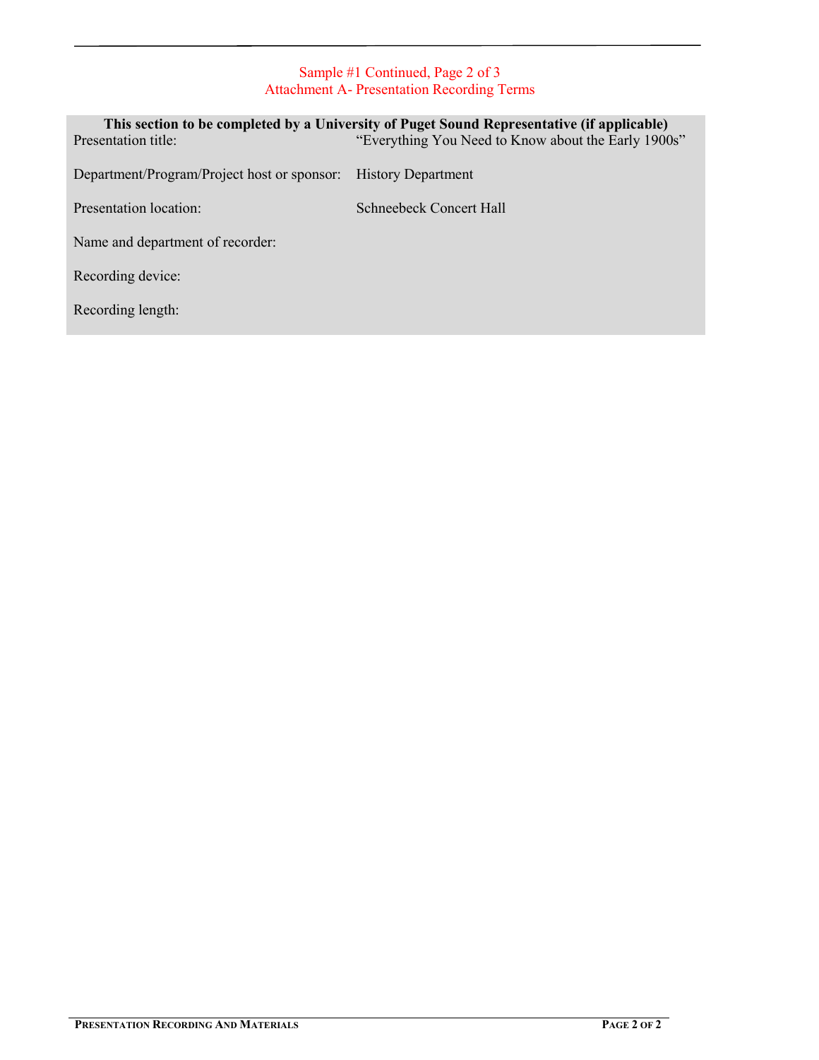Sample #1 Continued, Page 2 of 3
Attachment A- Presentation Recording Terms

**This section to be completed by a University of Puget Sound Representative (if applicable)**

| | |
|---|---|
| Presentation title: | "Everything You Need to Know about the Early 1900s" |
| Department/Program/Project host or sponsor: | History Department |
| Presentation location: | Schneebeck Concert Hall |
| Name and department of recorder: | |
| Recording device: | |
| Recording length: | |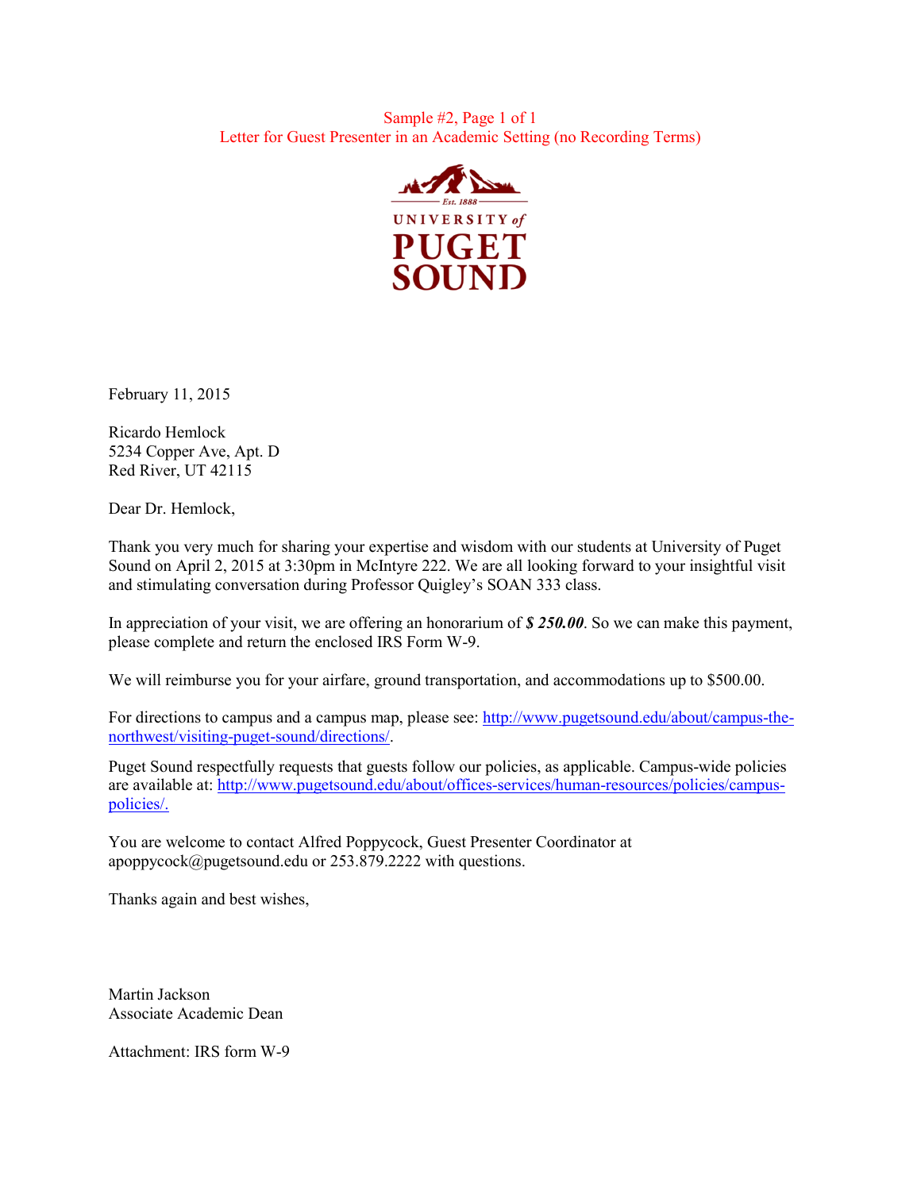Sample #2, Page 1 of 1
Letter for Guest Presenter in an Academic Setting (no Recording Terms)

UNIVERSITY of PUGET SOUND
Est. 1888

February 11, 2015

Ricardo Hemlock
5234 Copper Ave, Apt. D
Red River, UT 42115

Dear Dr. Hemlock,

Thank you very much for sharing your expertise and wisdom with our students at University of Puget Sound on April 2, 2015 at 3:30pm in McIntyre 222. We are all looking forward to your insightful visit and stimulating conversation during Professor Quigley's SOAN 333 class.

In appreciation of your visit, we are offering an honorarium of ***$ 250.00***. So we can make this payment, please complete and return the enclosed IRS Form W-9.

We will reimburse you for your airfare, ground transportation, and accommodations up to $500.00.

For directions to campus and a campus map, please see: [http://www.pugetsound.edu/about/campus-the-northwest/visiting-puget-sound/directions/](http://www.pugetsound.edu/about/campus-the-northwest/visiting-puget-sound/directions/).

Puget Sound respectfully requests that guests follow our policies, as applicable. Campus-wide policies are available at: [http://www.pugetsound.edu/about/offices-services/human-resources/policies/campus-policies/.](http://www.pugetsound.edu/about/offices-services/human-resources/policies/campus-policies/)

You are welcome to contact Alfred Poppycock, Guest Presenter Coordinator at apoppycock@pugetsound.edu or 253.879.2222 with questions.

Thanks again and best wishes,

Martin Jackson
Associate Academic Dean

Attachment: IRS form W-9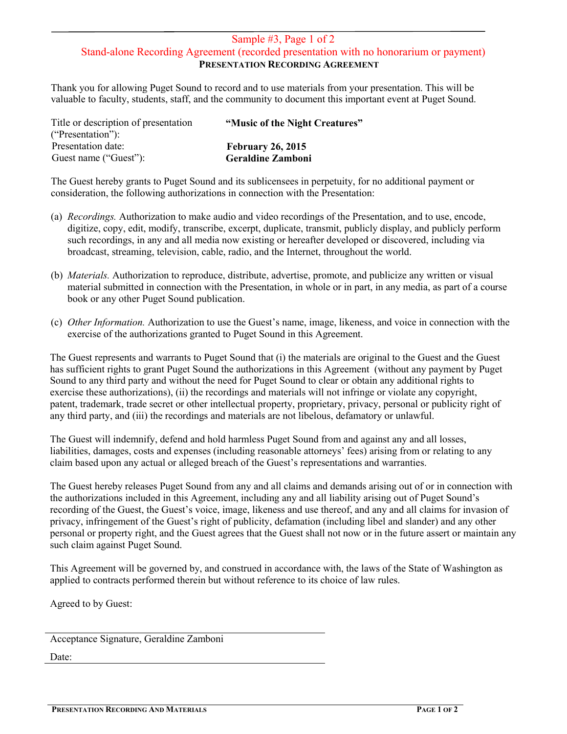Sample #3, Page 1 of 2

Stand-alone Recording Agreement (recorded presentation with no honorarium or payment)

## PRESENTATION RECORDING AGREEMENT

Thank you for allowing Puget Sound to record and to use materials from your presentation. This will be valuable to faculty, students, staff, and the community to document this important event at Puget Sound.

| | |
|---|---|
| Title or description of presentation ("Presentation"): | **"Music of the Night Creatures"** |
| Presentation date: | **February 26, 2015** |
| Guest name ("Guest"): | **Geraldine Zamboni** |

The Guest hereby grants to Puget Sound and its sublicensees in perpetuity, for no additional payment or consideration, the following authorizations in connection with the Presentation:

(a) *Recordings.* Authorization to make audio and video recordings of the Presentation, and to use, encode, digitize, copy, edit, modify, transcribe, excerpt, duplicate, transmit, publicly display, and publicly perform such recordings, in any and all media now existing or hereafter developed or discovered, including via broadcast, streaming, television, cable, radio, and the Internet, throughout the world.

(b) *Materials.* Authorization to reproduce, distribute, advertise, promote, and publicize any written or visual material submitted in connection with the Presentation, in whole or in part, in any media, as part of a course book or any other Puget Sound publication.

(c) *Other Information.* Authorization to use the Guest's name, image, likeness, and voice in connection with the exercise of the authorizations granted to Puget Sound in this Agreement.

The Guest represents and warrants to Puget Sound that (i) the materials are original to the Guest and the Guest has sufficient rights to grant Puget Sound the authorizations in this Agreement (without any payment by Puget Sound to any third party and without the need for Puget Sound to clear or obtain any additional rights to exercise these authorizations), (ii) the recordings and materials will not infringe or violate any copyright, patent, trademark, trade secret or other intellectual property, proprietary, privacy, personal or publicity right of any third party, and (iii) the recordings and materials are not libelous, defamatory or unlawful.

The Guest will indemnify, defend and hold harmless Puget Sound from and against any and all losses, liabilities, damages, costs and expenses (including reasonable attorneys' fees) arising from or relating to any claim based upon any actual or alleged breach of the Guest's representations and warranties.

The Guest hereby releases Puget Sound from any and all claims and demands arising out of or in connection with the authorizations included in this Agreement, including any and all liability arising out of Puget Sound's recording of the Guest, the Guest's voice, image, likeness and use thereof, and any and all claims for invasion of privacy, infringement of the Guest's right of publicity, defamation (including libel and slander) and any other personal or property right, and the Guest agrees that the Guest shall not now or in the future assert or maintain any such claim against Puget Sound.

This Agreement will be governed by, and construed in accordance with, the laws of the State of Washington as applied to contracts performed therein but without reference to its choice of law rules.

Agreed to by Guest:

\_\_\_\_\_\_\_\_\_\_\_\_\_\_\_\_\_\_\_\_\_\_\_\_\_\_\_\_\_\_\_\_\_\_\_\_\_\_\_\_

Acceptance Signature, Geraldine Zamboni

Date: \_\_\_\_\_\_\_\_\_\_\_\_\_\_\_\_\_\_\_\_\_\_\_\_\_\_\_\_\_\_\_\_\_\_\_\_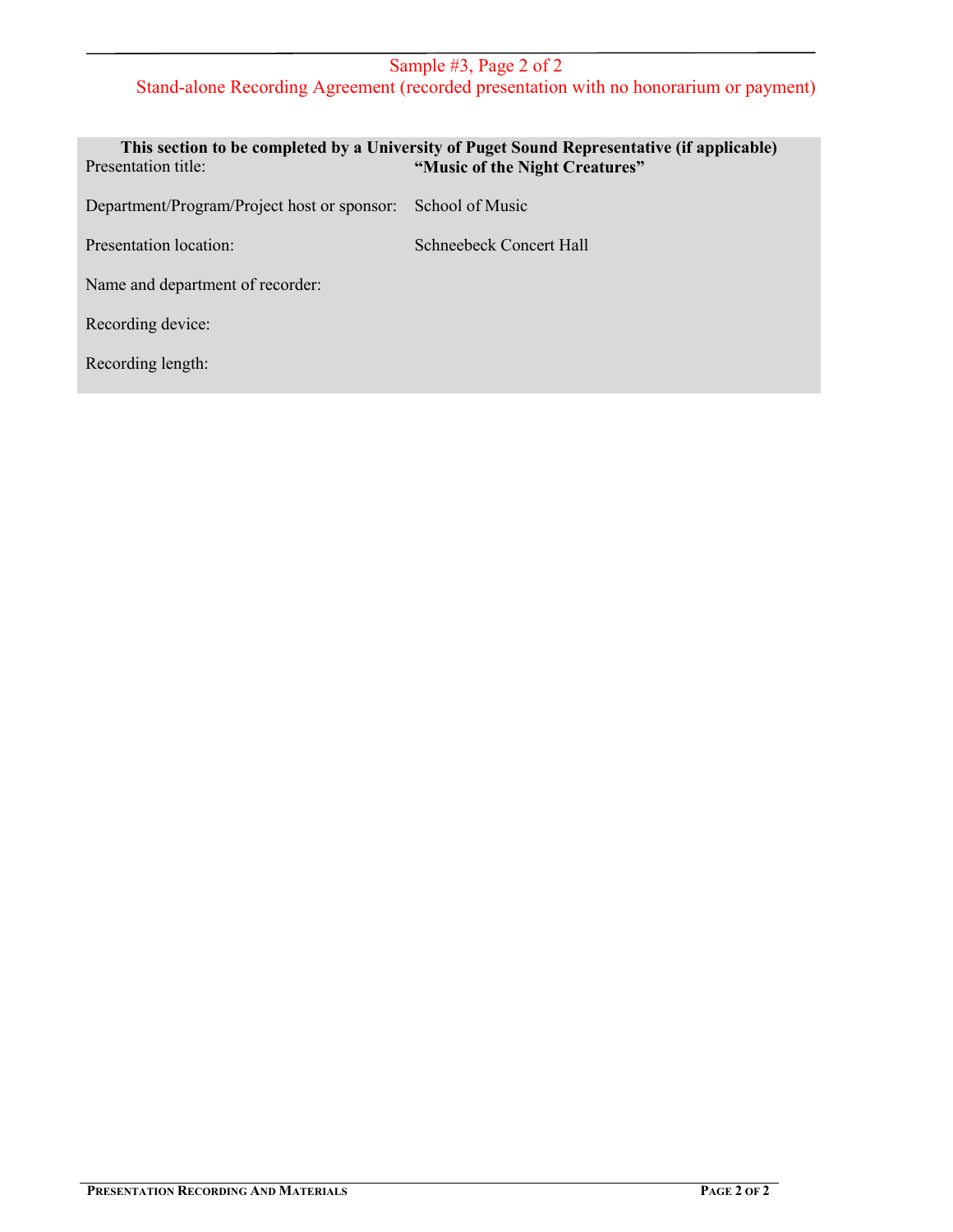Sample #3, Page 2 of 2

Stand-alone Recording Agreement (recorded presentation with no honorarium or payment)

**This section to be completed by a University of Puget Sound Representative (if applicable)**

| | |
|---|---|
| Presentation title: | **"Music of the Night Creatures"** |
| Department/Program/Project host or sponsor: | School of Music |
| Presentation location: | Schneebeck Concert Hall |
| Name and department of recorder: | |
| Recording device: | |
| Recording length: | |